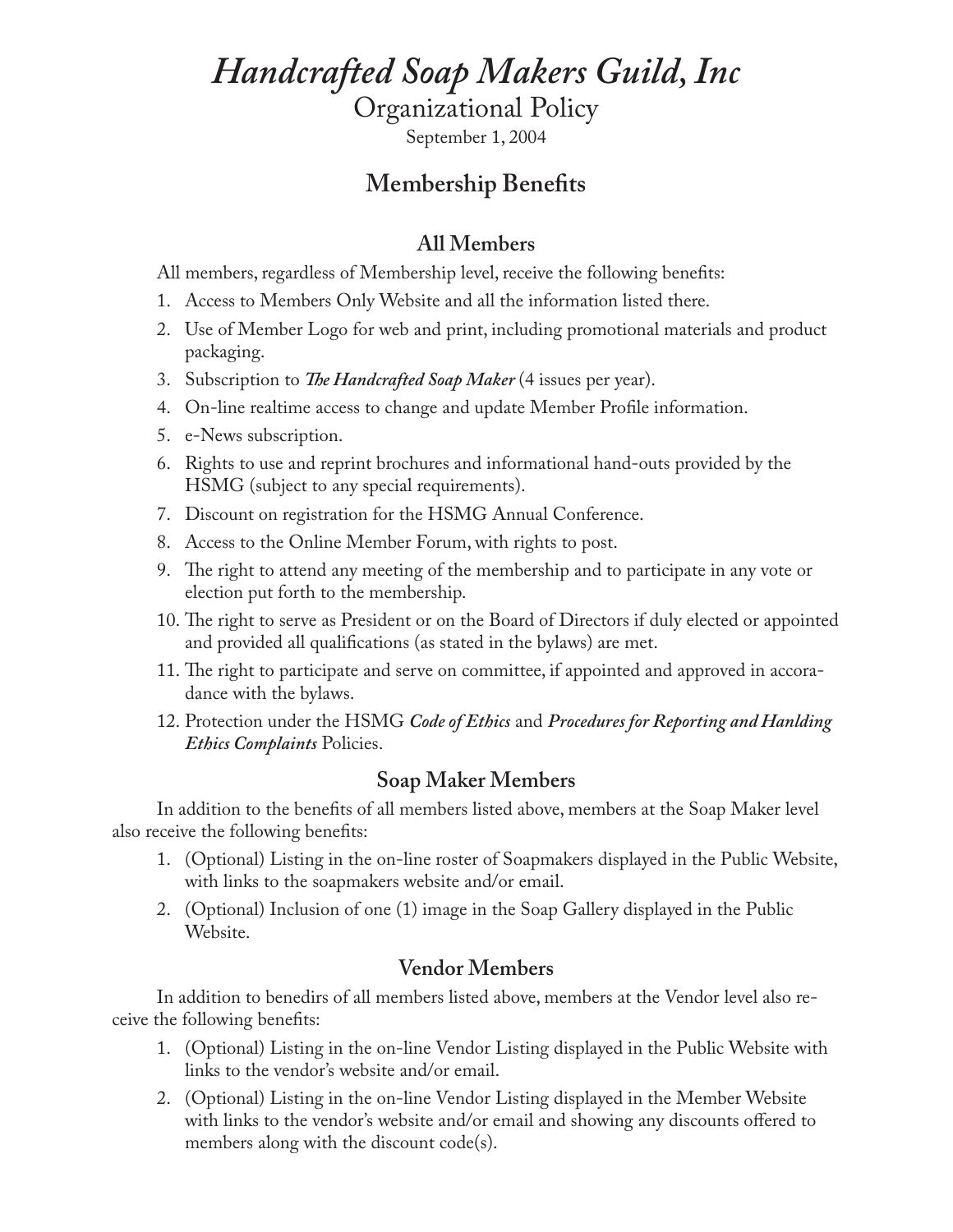# *Handcrafted Soap Makers Guild, Inc*

Organizational Policy

September 1, 2004

## Membership Benefits

### All Members

All members, regardless of Membership level, receive the following benefits:

1. Access to Members Only Website and all the information listed there.
2. Use of Member Logo for web and print, including promotional materials and product packaging.
3. Subscription to ***The Handcrafted Soap Maker*** (4 issues per year).
4. On-line realtime access to change and update Member Profile information.
5. e-News subscription.
6. Rights to use and reprint brochures and informational hand-outs provided by the HSMG (subject to any special requirements).
7. Discount on registration for the HSMG Annual Conference.
8. Access to the Online Member Forum, with rights to post.
9. The right to attend any meeting of the membership and to participate in any vote or election put forth to the membership.
10. The right to serve as President or on the Board of Directors if duly elected or appointed and provided all qualifications (as stated in the bylaws) are met.
11. The right to participate and serve on committee, if appointed and approved in accoradance with the bylaws.
12. Protection under the HSMG ***Code of Ethics*** and ***Procedures for Reporting and Hanlding Ethics Complaints*** Policies.

### Soap Maker Members

In addition to the benefits of all members listed above, members at the Soap Maker level also receive the following benefits:

1. (Optional) Listing in the on-line roster of Soapmakers displayed in the Public Website, with links to the soapmakers website and/or email.
2. (Optional) Inclusion of one (1) image in the Soap Gallery displayed in the Public Website.

### Vendor Members

In addition to benedirs of all members listed above, members at the Vendor level also receive the following benefits:

1. (Optional) Listing in the on-line Vendor Listing displayed in the Public Website with links to the vendor's website and/or email.
2. (Optional) Listing in the on-line Vendor Listing displayed in the Member Website with links to the vendor's website and/or email and showing any discounts offered to members along with the discount code(s).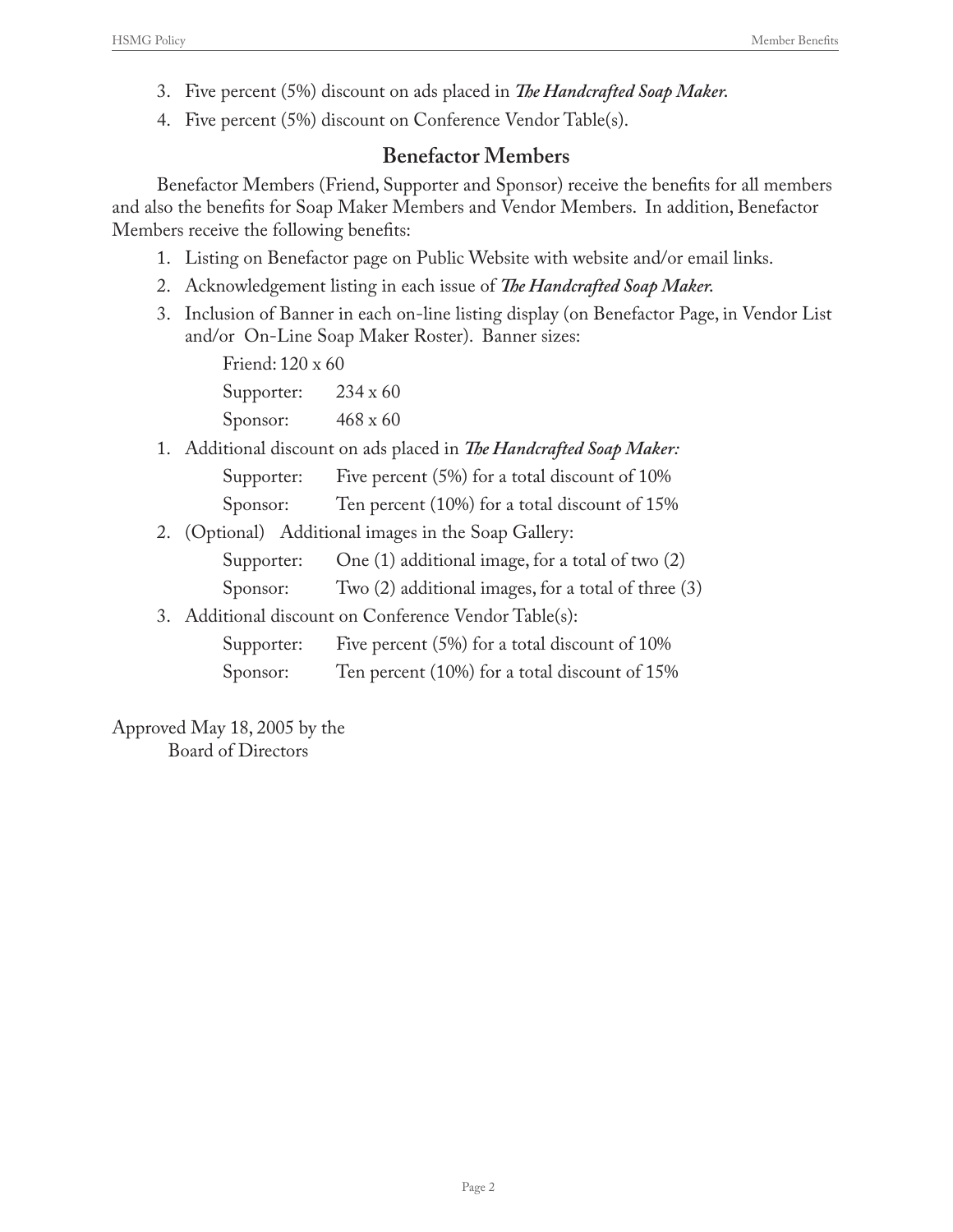3. Five percent (5%) discount on ads placed in ***The Handcrafted Soap Maker.***
4. Five percent (5%) discount on Conference Vendor Table(s).

## Benefactor Members

Benefactor Members (Friend, Supporter and Sponsor) receive the benefits for all members and also the benefits for Soap Maker Members and Vendor Members. In addition, Benefactor Members receive the following benefits:

1. Listing on Benefactor page on Public Website with website and/or email links.
2. Acknowledgement listing in each issue of ***The Handcrafted Soap Maker.***
3. Inclusion of Banner in each on-line listing display (on Benefactor Page, in Vendor List and/or On-Line Soap Maker Roster). Banner sizes:

   Friend: 120 x 60

   Supporter: 234 x 60

   Sponsor: 468 x 60

1. Additional discount on ads placed in ***The Handcrafted Soap Maker:***

   Supporter: Five percent (5%) for a total discount of 10%

   Sponsor: Ten percent (10%) for a total discount of 15%

2. (Optional) Additional images in the Soap Gallery:

   Supporter: One (1) additional image, for a total of two (2)

   Sponsor: Two (2) additional images, for a total of three (3)

3. Additional discount on Conference Vendor Table(s):

   Supporter: Five percent (5%) for a total discount of 10%

   Sponsor: Ten percent (10%) for a total discount of 15%

Approved May 18, 2005 by the
Board of Directors